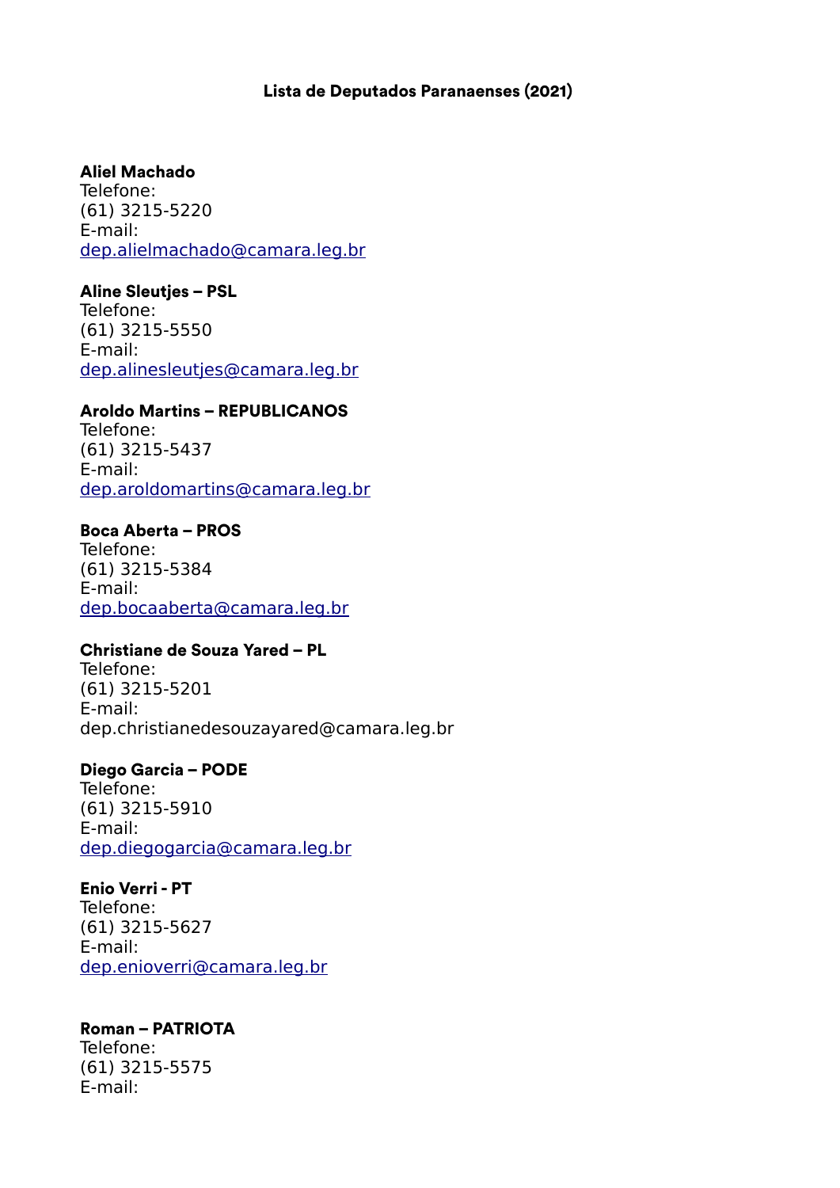**Lista de Deputados Paranaenses (2021)**

**Aliel Machado**
Telefone:
(61) 3215-5220
E-mail:
dep.alielmachado@camara.leg.br

**Aline Sleutjes – PSL**
Telefone:
(61) 3215-5550
E-mail:
dep.alinesleutjes@camara.leg.br

**Aroldo Martins – REPUBLICANOS**
Telefone:
(61) 3215-5437
E-mail:
dep.aroldomartins@camara.leg.br

**Boca Aberta – PROS**
Telefone:
(61) 3215-5384
E-mail:
dep.bocaaberta@camara.leg.br

**Christiane de Souza Yared – PL**
Telefone:
(61) 3215-5201
E-mail:
dep.christianedesouzayared@camara.leg.br

**Diego Garcia – PODE**
Telefone:
(61) 3215-5910
E-mail:
dep.diegogarcia@camara.leg.br

**Enio Verri - PT**
Telefone:
(61) 3215-5627
E-mail:
dep.enioverri@camara.leg.br

**Roman – PATRIOTA**
Telefone:
(61) 3215-5575
E-mail: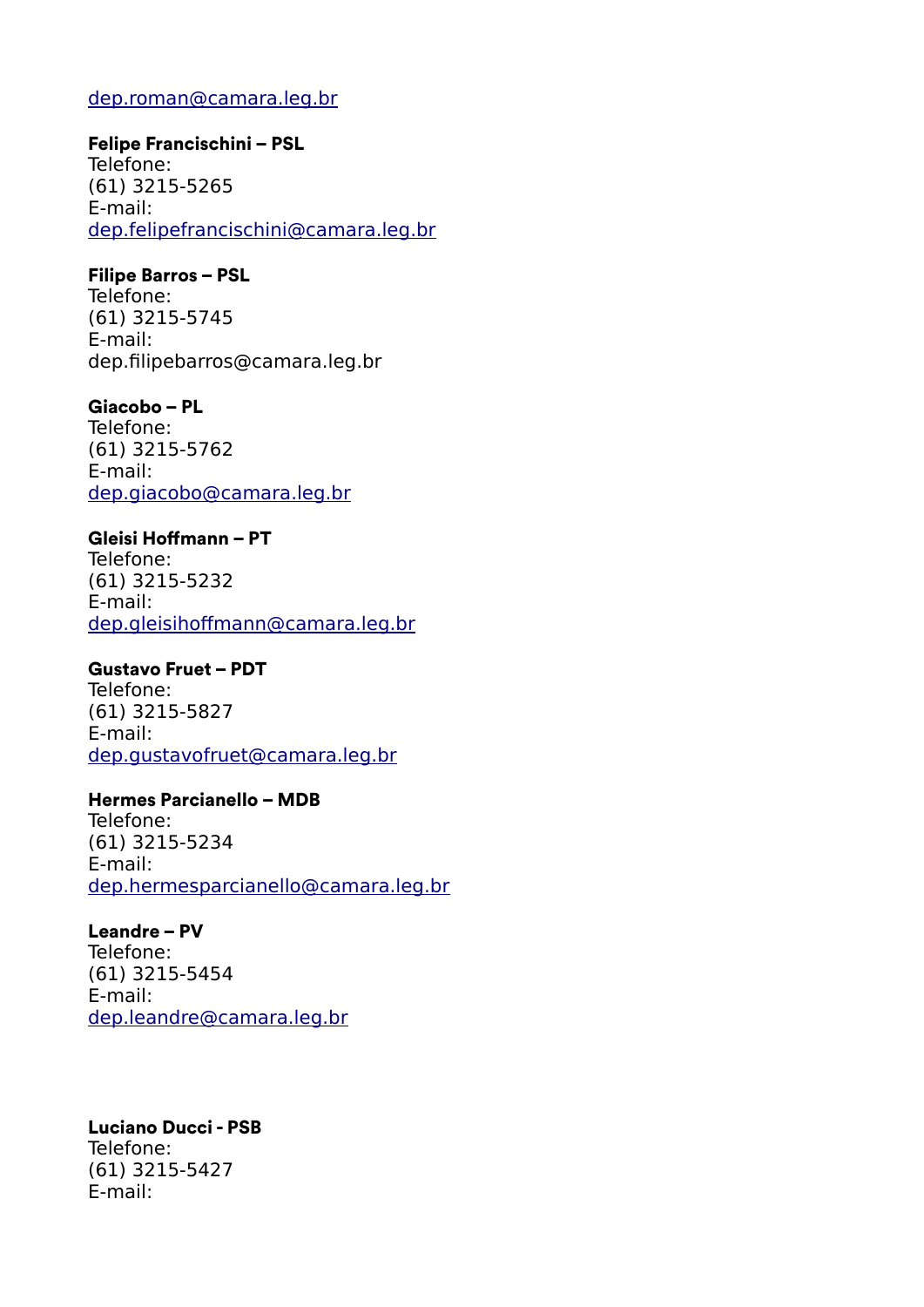dep.roman@camara.leg.br

**Felipe Francischini – PSL**
Telefone:
(61) 3215-5265
E-mail:
dep.felipefrancischini@camara.leg.br

**Filipe Barros – PSL**
Telefone:
(61) 3215-5745
E-mail:
dep.filipebarros@camara.leg.br

**Giacobo – PL**
Telefone:
(61) 3215-5762
E-mail:
dep.giacobo@camara.leg.br

**Gleisi Hoffmann – PT**
Telefone:
(61) 3215-5232
E-mail:
dep.gleisihoffmann@camara.leg.br

**Gustavo Fruet – PDT**
Telefone:
(61) 3215-5827
E-mail:
dep.gustavofruet@camara.leg.br

**Hermes Parcianello – MDB**
Telefone:
(61) 3215-5234
E-mail:
dep.hermesparcianello@camara.leg.br

**Leandre – PV**
Telefone:
(61) 3215-5454
E-mail:
dep.leandre@camara.leg.br

**Luciano Ducci - PSB**
Telefone:
(61) 3215-5427
E-mail: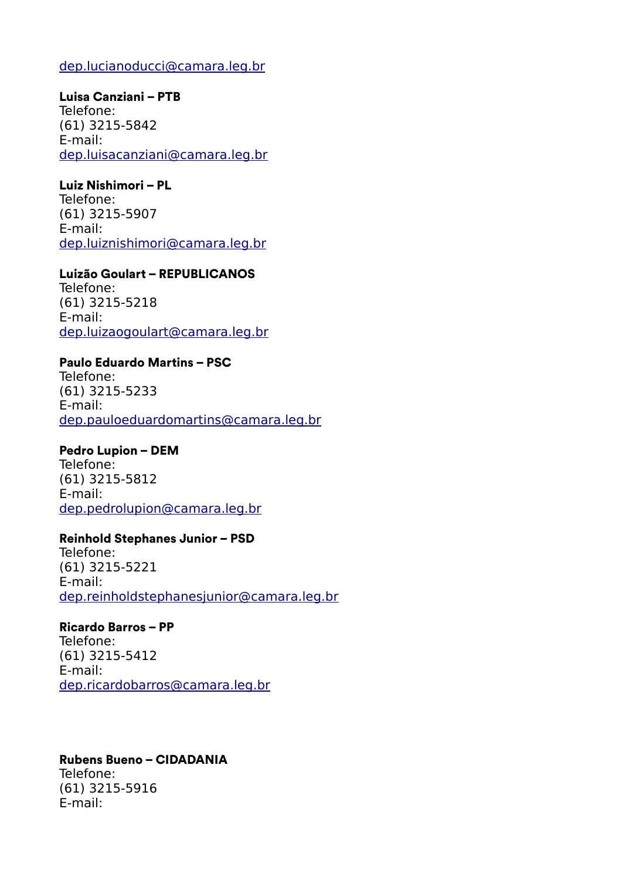dep.lucianoducci@camara.leg.br

**Luisa Canziani – PTB**
Telefone:
(61) 3215-5842
E-mail:
dep.luisacanziani@camara.leg.br

**Luiz Nishimori – PL**
Telefone:
(61) 3215-5907
E-mail:
dep.luiznishimori@camara.leg.br

**Luizão Goulart – REPUBLICANOS**
Telefone:
(61) 3215-5218
E-mail:
dep.luizaogoulart@camara.leg.br

**Paulo Eduardo Martins – PSC**
Telefone:
(61) 3215-5233
E-mail:
dep.pauloeduardomartins@camara.leg.br

**Pedro Lupion – DEM**
Telefone:
(61) 3215-5812
E-mail:
dep.pedrolupion@camara.leg.br

**Reinhold Stephanes Junior – PSD**
Telefone:
(61) 3215-5221
E-mail:
dep.reinholdstephanesjunior@camara.leg.br

**Ricardo Barros – PP**
Telefone:
(61) 3215-5412
E-mail:
dep.ricardobarros@camara.leg.br

**Rubens Bueno – CIDADANIA**
Telefone:
(61) 3215-5916
E-mail: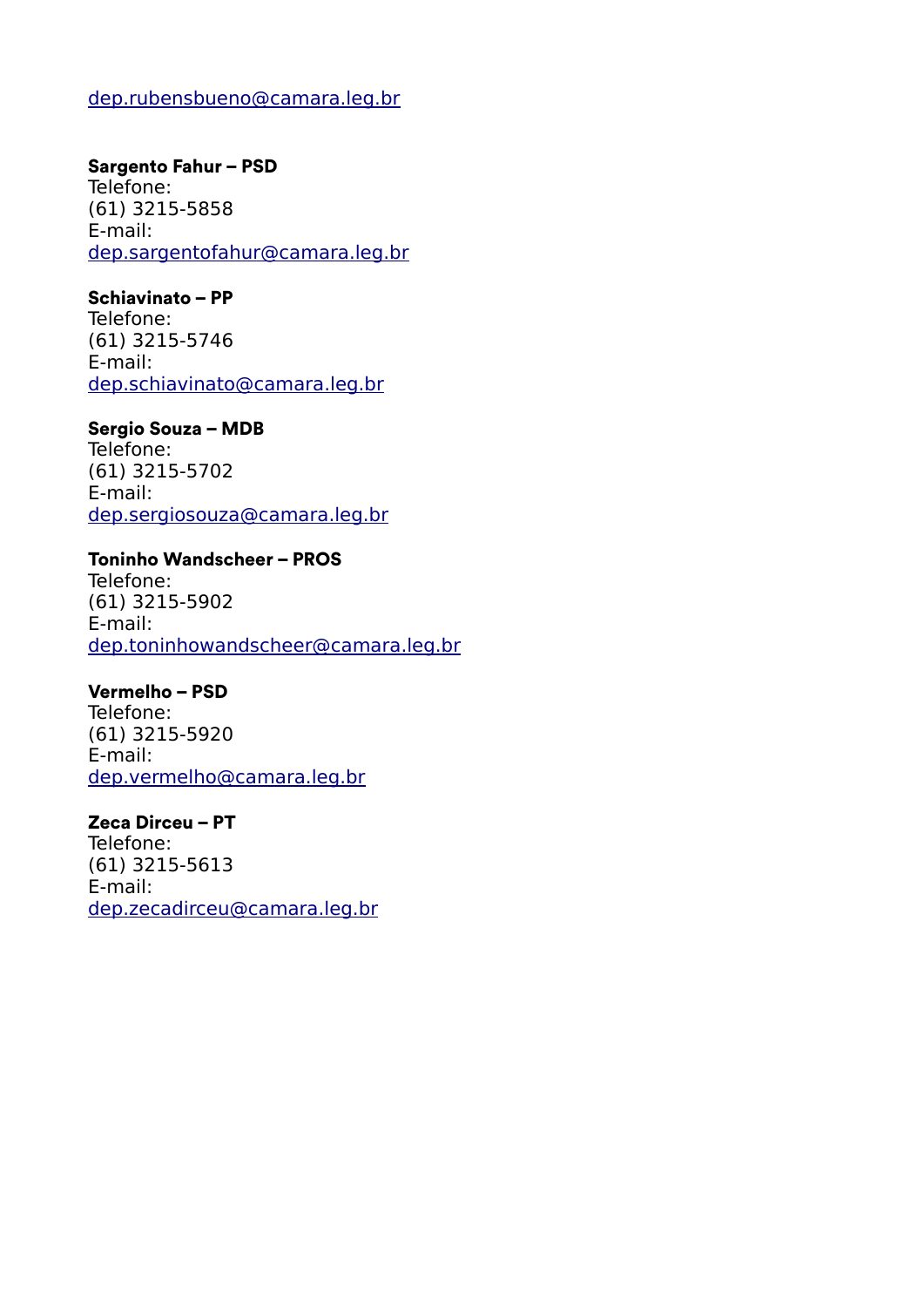dep.rubensbueno@camara.leg.br

**Sargento Fahur – PSD**
Telefone:
(61) 3215-5858
E-mail:
dep.sargentofahur@camara.leg.br

**Schiavinato – PP**
Telefone:
(61) 3215-5746
E-mail:
dep.schiavinato@camara.leg.br

**Sergio Souza – MDB**
Telefone:
(61) 3215-5702
E-mail:
dep.sergiosouza@camara.leg.br

**Toninho Wandscheer – PROS**
Telefone:
(61) 3215-5902
E-mail:
dep.toninhowandscheer@camara.leg.br

**Vermelho – PSD**
Telefone:
(61) 3215-5920
E-mail:
dep.vermelho@camara.leg.br

**Zeca Dirceu – PT**
Telefone:
(61) 3215-5613
E-mail:
dep.zecadirceu@camara.leg.br